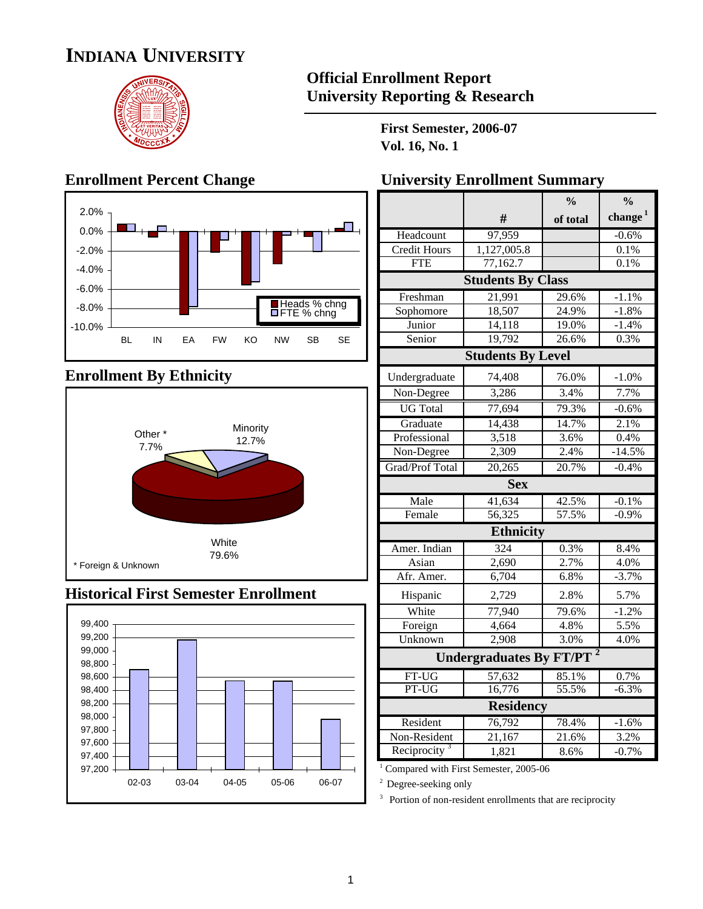# INDIANA UNIVERSITY

## Official Enrollment Report
## University Reporting & Research

**First Semester, 2006-07**
**Vol. 16, No. 1**

## Enrollment Percent Change

Heads % chng
FTE % chng

BL IN EA FW KO NW SB SE

## Enrollment By Ethnicity

Minority 12.7%
Other * 7.7%
White 79.6%

* Foreign & Unknown

## Historical First Semester Enrollment

02-03 03-04 04-05 05-06 06-07

## University Enrollment Summary

| | # | % of total | % change [1] |
|---|---|---|---|
| Headcount | 97,959 | | -0.6% |
| Credit Hours | 1,127,005.8 | | 0.1% |
| FTE | 77,162.7 | | 0.1% |
| **Students By Class** | | | |
| Freshman | 21,991 | 29.6% | -1.1% |
| Sophomore | 18,507 | 24.9% | -1.8% |
| Junior | 14,118 | 19.0% | -1.4% |
| Senior | 19,792 | 26.6% | 0.3% |
| **Students By Level** | | | |
| Undergraduate | 74,408 | 76.0% | -1.0% |
| Non-Degree | 3,286 | 3.4% | 7.7% |
| UG Total | 77,694 | 79.3% | -0.6% |
| Graduate | 14,438 | 14.7% | 2.1% |
| Professional | 3,518 | 3.6% | 0.4% |
| Non-Degree | 2,309 | 2.4% | -14.5% |
| Grad/Prof Total | 20,265 | 20.7% | -0.4% |
| **Sex** | | | |
| Male | 41,634 | 42.5% | -0.1% |
| Female | 56,325 | 57.5% | -0.9% |
| **Ethnicity** | | | |
| Amer. Indian | 324 | 0.3% | 8.4% |
| Asian | 2,690 | 2.7% | 4.0% |
| Afr. Amer. | 6,704 | 6.8% | -3.7% |
| Hispanic | 2,729 | 2.8% | 5.7% |
| White | 77,940 | 79.6% | -1.2% |
| Foreign | 4,664 | 4.8% | 5.5% |
| Unknown | 2,908 | 3.0% | 4.0% |
| **Undergraduates By FT/PT [2]** | | | |
| FT-UG | 57,632 | 85.1% | 0.7% |
| PT-UG | 16,776 | 55.5% | -6.3% |
| **Residency** | | | |
| Resident | 76,792 | 78.4% | -1.6% |
| Non-Resident | 21,167 | 21.6% | 3.2% |
| Reciprocity [3] | 1,821 | 8.6% | -0.7% |

[1] Compared with First Semester, 2005-06

[2] Degree-seeking only

[3] Portion of non-resident enrollments that are reciprocity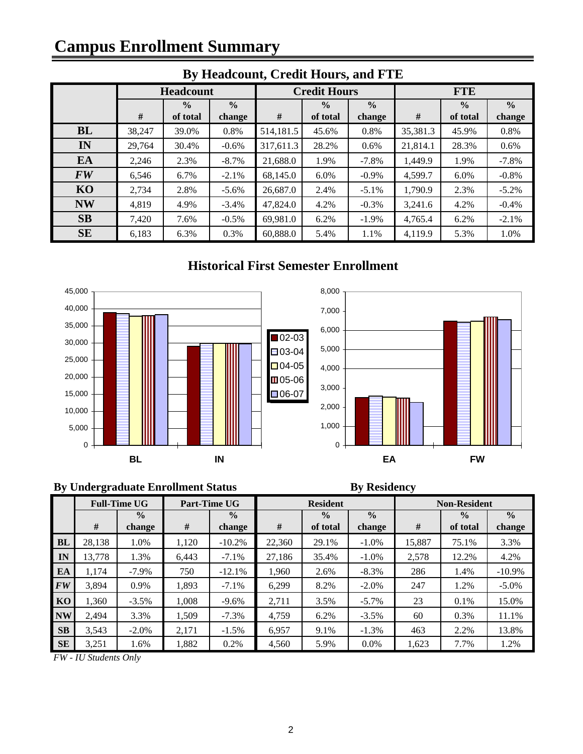# Campus Enrollment Summary

## By Headcount, Credit Hours, and FTE

| | Headcount | | | Credit Hours | | | FTE | | |
|---|---|---|---|---|---|---|---|---|---|
| | # | % of total | % change | # | % of total | % change | # | % of total | % change |
| **BL** | 38,247 | 39.0% | 0.8% | 514,181.5 | 45.6% | 0.8% | 35,381.3 | 45.9% | 0.8% |
| **IN** | 29,764 | 30.4% | -0.6% | 317,611.3 | 28.2% | 0.6% | 21,814.1 | 28.3% | 0.6% |
| **EA** | 2,246 | 2.3% | -8.7% | 21,688.0 | 1.9% | -7.8% | 1,449.9 | 1.9% | -7.8% |
| ***FW*** | 6,546 | 6.7% | -2.1% | 68,145.0 | 6.0% | -0.9% | 4,599.7 | 6.0% | -0.8% |
| **KO** | 2,734 | 2.8% | -5.6% | 26,687.0 | 2.4% | -5.1% | 1,790.9 | 2.3% | -5.2% |
| **NW** | 4,819 | 4.9% | -3.4% | 47,824.0 | 4.2% | -0.3% | 3,241.6 | 4.2% | -0.4% |
| **SB** | 7,420 | 7.6% | -0.5% | 69,981.0 | 6.2% | -1.9% | 4,765.4 | 6.2% | -2.1% |
| **SE** | 6,183 | 6.3% | 0.3% | 60,888.0 | 5.4% | 1.1% | 4,119.9 | 5.3% | 1.0% |

## Historical First Semester Enrollment

## By Undergraduate Enrollment Status / By Residency

| | Full-Time UG | | Part-Time UG | | Resident | | | Non-Resident | | |
|---|---|---|---|---|---|---|---|---|---|---|
| | # | % change | # | % change | # | % of total | % change | # | % of total | % change |
| **BL** | 28,138 | 1.0% | 1,120 | -10.2% | 22,360 | 29.1% | -1.0% | 15,887 | 75.1% | 3.3% |
| **IN** | 13,778 | 1.3% | 6,443 | -7.1% | 27,186 | 35.4% | -1.0% | 2,578 | 12.2% | 4.2% |
| **EA** | 1,174 | -7.9% | 750 | -12.1% | 1,960 | 2.6% | -8.3% | 286 | 1.4% | -10.9% |
| ***FW*** | 3,894 | 0.9% | 1,893 | -7.1% | 6,299 | 8.2% | -2.0% | 247 | 1.2% | -5.0% |
| **KO** | 1,360 | -3.5% | 1,008 | -9.6% | 2,711 | 3.5% | -5.7% | 23 | 0.1% | 15.0% |
| **NW** | 2,494 | 3.3% | 1,509 | -7.3% | 4,759 | 6.2% | -3.5% | 60 | 0.3% | 11.1% |
| **SB** | 3,543 | -2.0% | 2,171 | -1.5% | 6,957 | 9.1% | -1.3% | 463 | 2.2% | 13.8% |
| **SE** | 3,251 | 1.6% | 1,882 | 0.2% | 4,560 | 5.9% | 0.0% | 1,623 | 7.7% | 1.2% |

*FW - IU Students Only*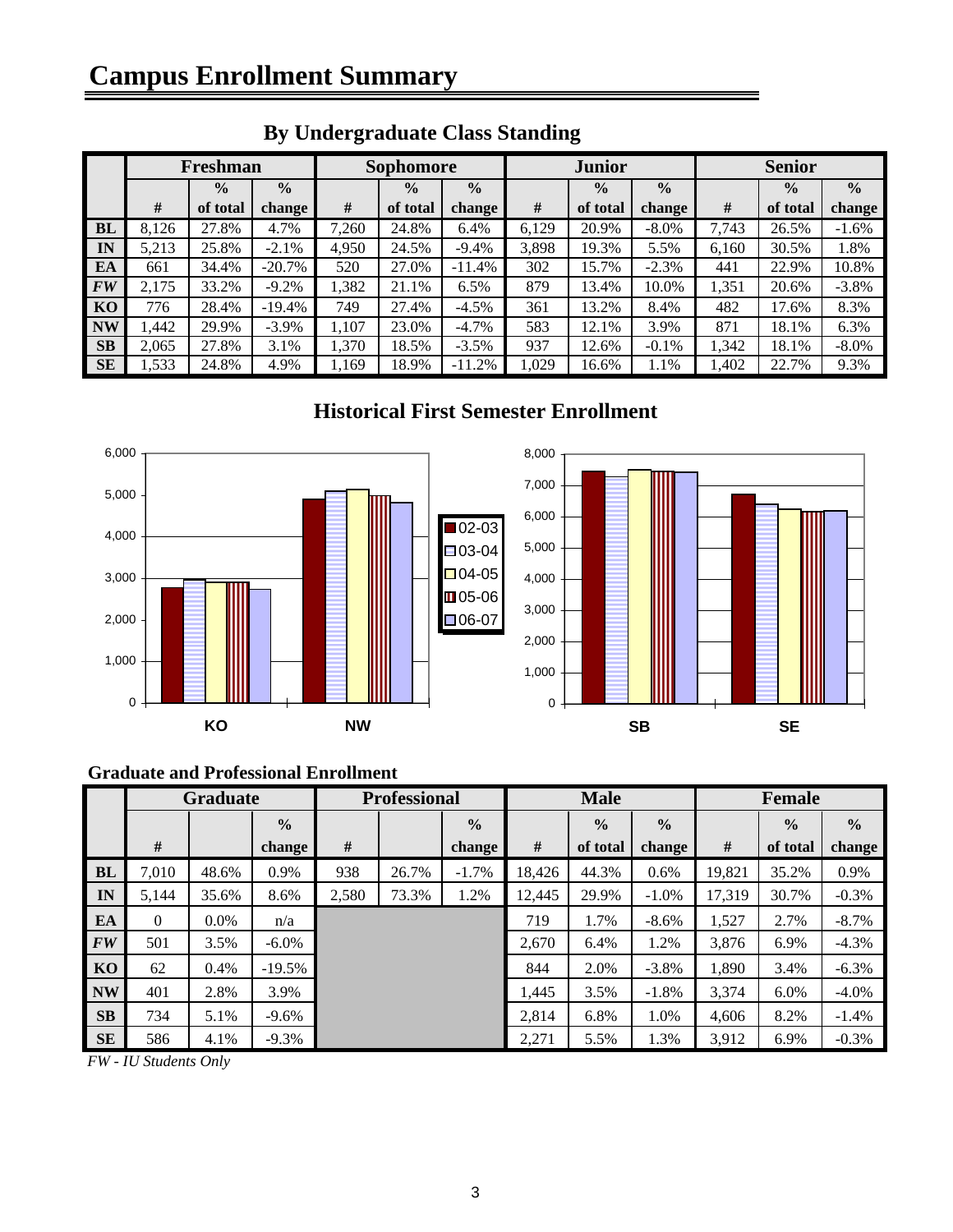# Campus Enrollment Summary

## By Undergraduate Class Standing

| | Freshman | | | Sophomore | | | Junior | | | Senior | | |
|---|---|---|---|---|---|---|---|---|---|---|---|---|
| | # | % of total | % change | # | % of total | % change | # | % of total | % change | # | % of total | % change |
| **BL** | 8,126 | 27.8% | 4.7% | 7,260 | 24.8% | 6.4% | 6,129 | 20.9% | -8.0% | 7,743 | 26.5% | -1.6% |
| **IN** | 5,213 | 25.8% | -2.1% | 4,950 | 24.5% | -9.4% | 3,898 | 19.3% | 5.5% | 6,160 | 30.5% | 1.8% |
| **EA** | 661 | 34.4% | -20.7% | 520 | 27.0% | -11.4% | 302 | 15.7% | -2.3% | 441 | 22.9% | 10.8% |
| ***FW*** | 2,175 | 33.2% | -9.2% | 1,382 | 21.1% | 6.5% | 879 | 13.4% | 10.0% | 1,351 | 20.6% | -3.8% |
| **KO** | 776 | 28.4% | -19.4% | 749 | 27.4% | -4.5% | 361 | 13.2% | 8.4% | 482 | 17.6% | 8.3% |
| **NW** | 1,442 | 29.9% | -3.9% | 1,107 | 23.0% | -4.7% | 583 | 12.1% | 3.9% | 871 | 18.1% | 6.3% |
| **SB** | 2,065 | 27.8% | 3.1% | 1,370 | 18.5% | -3.5% | 937 | 12.6% | -0.1% | 1,342 | 18.1% | -8.0% |
| **SE** | 1,533 | 24.8% | 4.9% | 1,169 | 18.9% | -11.2% | 1,029 | 16.6% | 1.1% | 1,402 | 22.7% | 9.3% |

## Historical First Semester Enrollment

### Graduate and Professional Enrollment

| | Graduate | | | Professional | | | Male | | | Female | | |
|---|---|---|---|---|---|---|---|---|---|---|---|---|
| | # | | % change | # | | % change | # | % of total | % change | # | % of total | % change |
| **BL** | 7,010 | 48.6% | 0.9% | 938 | 26.7% | -1.7% | 18,426 | 44.3% | 0.6% | 19,821 | 35.2% | 0.9% |
| **IN** | 5,144 | 35.6% | 8.6% | 2,580 | 73.3% | 1.2% | 12,445 | 29.9% | -1.0% | 17,319 | 30.7% | -0.3% |
| **EA** | 0 | 0.0% | n/a | | | | 719 | 1.7% | -8.6% | 1,527 | 2.7% | -8.7% |
| ***FW*** | 501 | 3.5% | -6.0% | | | | 2,670 | 6.4% | 1.2% | 3,876 | 6.9% | -4.3% |
| **KO** | 62 | 0.4% | -19.5% | | | | 844 | 2.0% | -3.8% | 1,890 | 3.4% | -6.3% |
| **NW** | 401 | 2.8% | 3.9% | | | | 1,445 | 3.5% | -1.8% | 3,374 | 6.0% | -4.0% |
| **SB** | 734 | 5.1% | -9.6% | | | | 2,814 | 6.8% | 1.0% | 4,606 | 8.2% | -1.4% |
| **SE** | 586 | 4.1% | -9.3% | | | | 2,271 | 5.5% | 1.3% | 3,912 | 6.9% | -0.3% |

*FW - IU Students Only*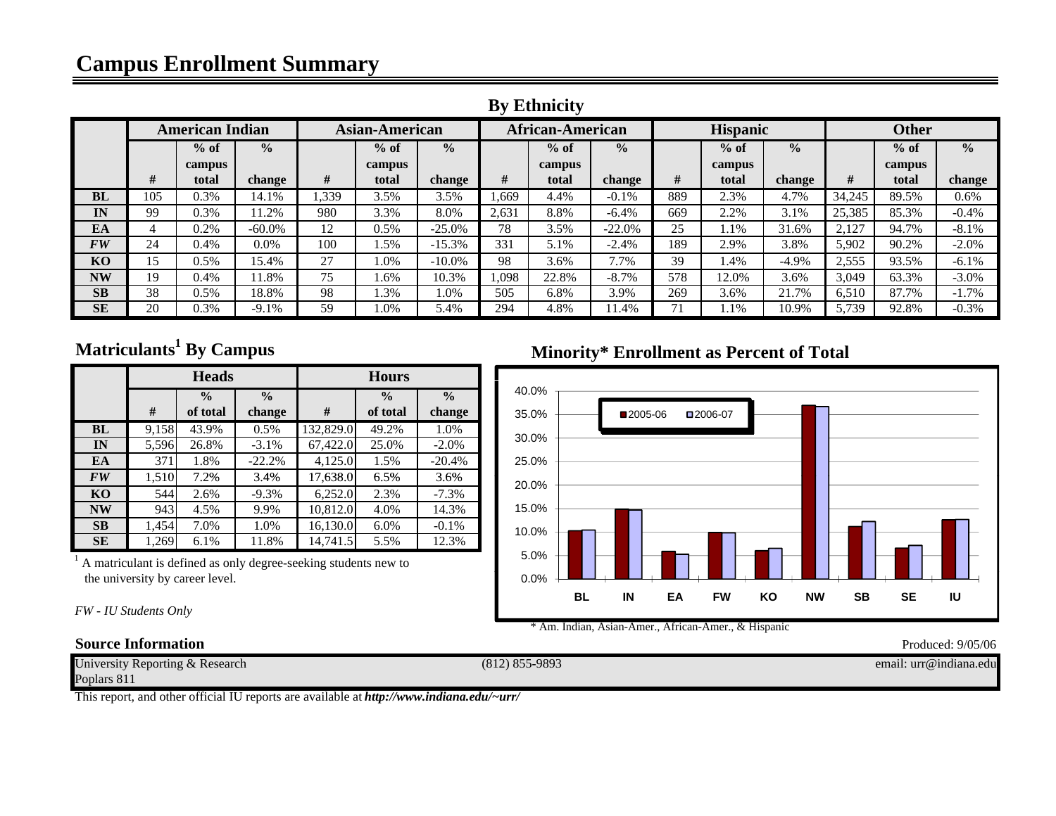# Campus Enrollment Summary

## By Ethnicity

| | American Indian | | | Asian-American | | | African-American | | | Hispanic | | | Other | | |
|---|---|---|---|---|---|---|---|---|---|---|---|---|---|---|---|
| | # | % of campus total | % change | # | % of campus total | % change | # | % of campus total | % change | # | % of campus total | % change | # | % of campus total | % change |
| **BL** | 105 | 0.3% | 14.1% | 1,339 | 3.5% | 3.5% | 1,669 | 4.4% | -0.1% | 889 | 2.3% | 4.7% | 34,245 | 89.5% | 0.6% |
| **IN** | 99 | 0.3% | 11.2% | 980 | 3.3% | 8.0% | 2,631 | 8.8% | -6.4% | 669 | 2.2% | 3.1% | 25,385 | 85.3% | -0.4% |
| **EA** | 4 | 0.2% | -60.0% | 12 | 0.5% | -25.0% | 78 | 3.5% | -22.0% | 25 | 1.1% | 31.6% | 2,127 | 94.7% | -8.1% |
| ***FW*** | 24 | 0.4% | 0.0% | 100 | 1.5% | -15.3% | 331 | 5.1% | -2.4% | 189 | 2.9% | 3.8% | 5,902 | 90.2% | -2.0% |
| **KO** | 15 | 0.5% | 15.4% | 27 | 1.0% | -10.0% | 98 | 3.6% | 7.7% | 39 | 1.4% | -4.9% | 2,555 | 93.5% | -6.1% |
| **NW** | 19 | 0.4% | 11.8% | 75 | 1.6% | 10.3% | 1,098 | 22.8% | -8.7% | 578 | 12.0% | 3.6% | 3,049 | 63.3% | -3.0% |
| **SB** | 38 | 0.5% | 18.8% | 98 | 1.3% | 1.0% | 505 | 6.8% | 3.9% | 269 | 3.6% | 21.7% | 6,510 | 87.7% | -1.7% |
| **SE** | 20 | 0.3% | -9.1% | 59 | 1.0% | 5.4% | 294 | 4.8% | 11.4% | 71 | 1.1% | 10.9% | 5,739 | 92.8% | -0.3% |

## Matriculants[1] By Campus

| | Heads | | | Hours | | |
|---|---|---|---|---|---|---|
| | # | % of total | % change | # | % of total | % change |
| **BL** | 9,158 | 43.9% | 0.5% | 132,829.0 | 49.2% | 1.0% |
| **IN** | 5,596 | 26.8% | -3.1% | 67,422.0 | 25.0% | -2.0% |
| **EA** | 371 | 1.8% | -22.2% | 4,125.0 | 1.5% | -20.4% |
| ***FW*** | 1,510 | 7.2% | 3.4% | 17,638.0 | 6.5% | 3.6% |
| **KO** | 544 | 2.6% | -9.3% | 6,252.0 | 2.3% | -7.3% |
| **NW** | 943 | 4.5% | 9.9% | 10,812.0 | 4.0% | 14.3% |
| **SB** | 1,454 | 7.0% | 1.0% | 16,130.0 | 6.0% | -0.1% |
| **SE** | 1,269 | 6.1% | 11.8% | 14,741.5 | 5.5% | 12.3% |

[1] A matriculant is defined as only degree-seeking students new to the university by career level.

*FW - IU Students Only*

## Minority* Enrollment as Percent of Total

40.0%
35.0%
30.0%
25.0%
20.0%
15.0%
10.0%
5.0%
0.0%

2005-06
2006-07

BL IN EA FW KO NW SB SE IU

\* Am. Indian, Asian-Amer., African-Amer., & Hispanic

### Source Information

Produced: 9/05/06

University Reporting & Research
Poplars 811

(812) 855-9893

email: urr@indiana.edu

This report, and other official IU reports are available at ***http://www.indiana.edu/~urr/***